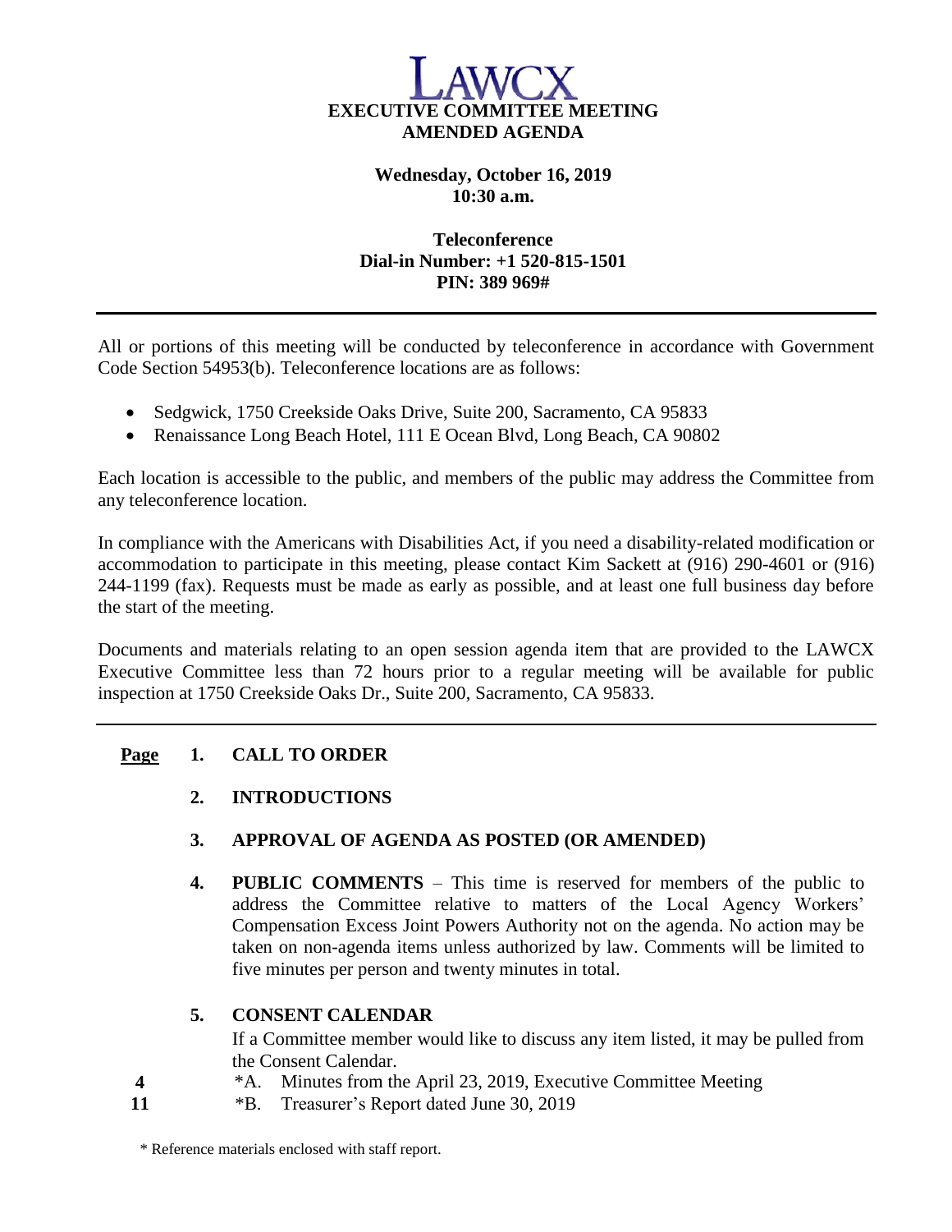# LAWCX

**EXECUTIVE COMMITTEE MEETING**
**AMENDED AGENDA**

**Wednesday, October 16, 2019**
**10:30 a.m.**

**Teleconference**
**Dial-in Number: +1 520-815-1501**
**PIN: 389 969#**

---

All or portions of this meeting will be conducted by teleconference in accordance with Government Code Section 54953(b). Teleconference locations are as follows:

- Sedgwick, 1750 Creekside Oaks Drive, Suite 200, Sacramento, CA 95833
- Renaissance Long Beach Hotel, 111 E Ocean Blvd, Long Beach, CA 90802

Each location is accessible to the public, and members of the public may address the Committee from any teleconference location.

In compliance with the Americans with Disabilities Act, if you need a disability-related modification or accommodation to participate in this meeting, please contact Kim Sackett at (916) 290-4601 or (916) 244-1199 (fax). Requests must be made as early as possible, and at least one full business day before the start of the meeting.

Documents and materials relating to an open session agenda item that are provided to the LAWCX Executive Committee less than 72 hours prior to a regular meeting will be available for public inspection at 1750 Creekside Oaks Dr., Suite 200, Sacramento, CA 95833.

---

**Page**

1. **CALL TO ORDER**

2. **INTRODUCTIONS**

3. **APPROVAL OF AGENDA AS POSTED (OR AMENDED)**

4. **PUBLIC COMMENTS** – This time is reserved for members of the public to address the Committee relative to matters of the Local Agency Workers' Compensation Excess Joint Powers Authority not on the agenda. No action may be taken on non-agenda items unless authorized by law. Comments will be limited to five minutes per person and twenty minutes in total.

5. **CONSENT CALENDAR**
   If a Committee member would like to discuss any item listed, it may be pulled from the Consent Calendar.

| Page | Item |
|---|---|
| 4 | *A. Minutes from the April 23, 2019, Executive Committee Meeting |
| 11 | *B. Treasurer's Report dated June 30, 2019 |

\* Reference materials enclosed with staff report.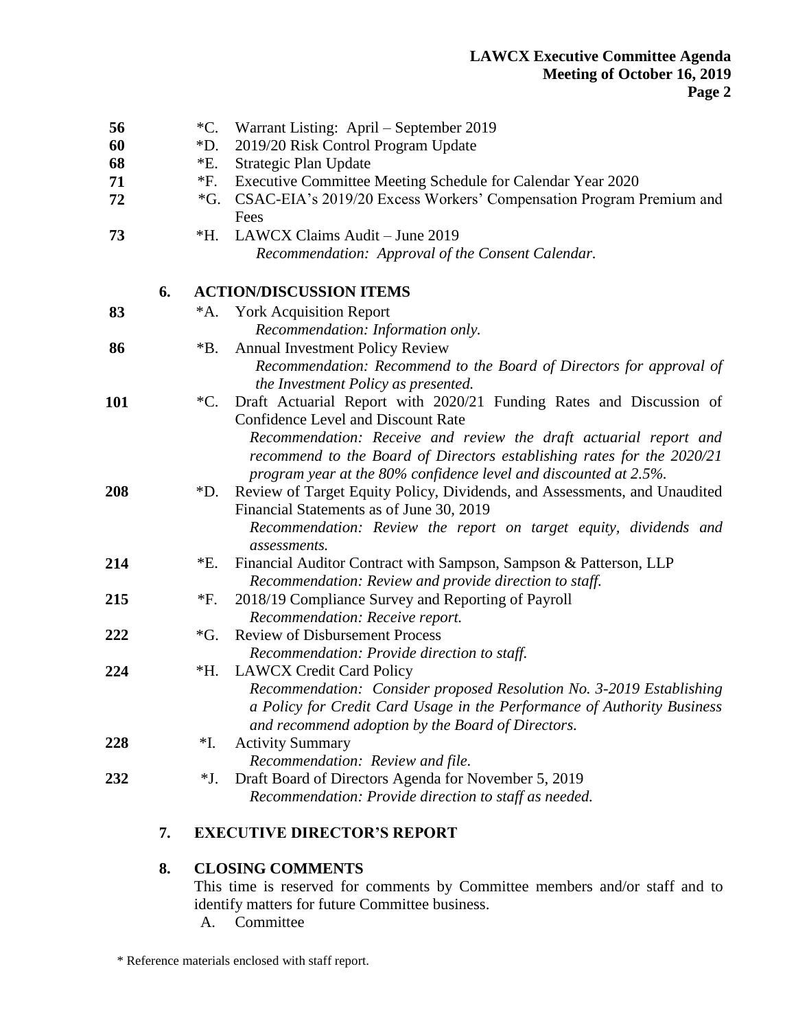| Page | | Item |
|---|---|---|
| 56 | *C. | Warrant Listing: April – September 2019 |
| 60 | *D. | 2019/20 Risk Control Program Update |
| 68 | *E. | Strategic Plan Update |
| 71 | *F. | Executive Committee Meeting Schedule for Calendar Year 2020 |
| 72 | *G. | CSAC-EIA's 2019/20 Excess Workers' Compensation Program Premium and Fees |
| 73 | *H. | LAWCX Claims Audit – June 2019<br>*Recommendation: Approval of the Consent Calendar.* |

**6. ACTION/DISCUSSION ITEMS**

| Page | | Item |
|---|---|---|
| 83 | *A. | York Acquisition Report<br>*Recommendation: Information only.* |
| 86 | *B. | Annual Investment Policy Review<br>*Recommendation: Recommend to the Board of Directors for approval of the Investment Policy as presented.* |
| 101 | *C. | Draft Actuarial Report with 2020/21 Funding Rates and Discussion of Confidence Level and Discount Rate<br>*Recommendation: Receive and review the draft actuarial report and recommend to the Board of Directors establishing rates for the 2020/21 program year at the 80% confidence level and discounted at 2.5%.* |
| 208 | *D. | Review of Target Equity Policy, Dividends, and Assessments, and Unaudited Financial Statements as of June 30, 2019<br>*Recommendation: Review the report on target equity, dividends and assessments.* |
| 214 | *E. | Financial Auditor Contract with Sampson, Sampson & Patterson, LLP<br>*Recommendation: Review and provide direction to staff.* |
| 215 | *F. | 2018/19 Compliance Survey and Reporting of Payroll<br>*Recommendation: Receive report.* |
| 222 | *G. | Review of Disbursement Process<br>*Recommendation: Provide direction to staff.* |
| 224 | *H. | LAWCX Credit Card Policy<br>*Recommendation: Consider proposed Resolution No. 3-2019 Establishing a Policy for Credit Card Usage in the Performance of Authority Business and recommend adoption by the Board of Directors.* |
| 228 | *I. | Activity Summary<br>*Recommendation: Review and file.* |
| 232 | *J. | Draft Board of Directors Agenda for November 5, 2019<br>*Recommendation: Provide direction to staff as needed.* |

**7. EXECUTIVE DIRECTOR'S REPORT**

**8. CLOSING COMMENTS**

This time is reserved for comments by Committee members and/or staff and to identify matters for future Committee business.

A. Committee

\* Reference materials enclosed with staff report.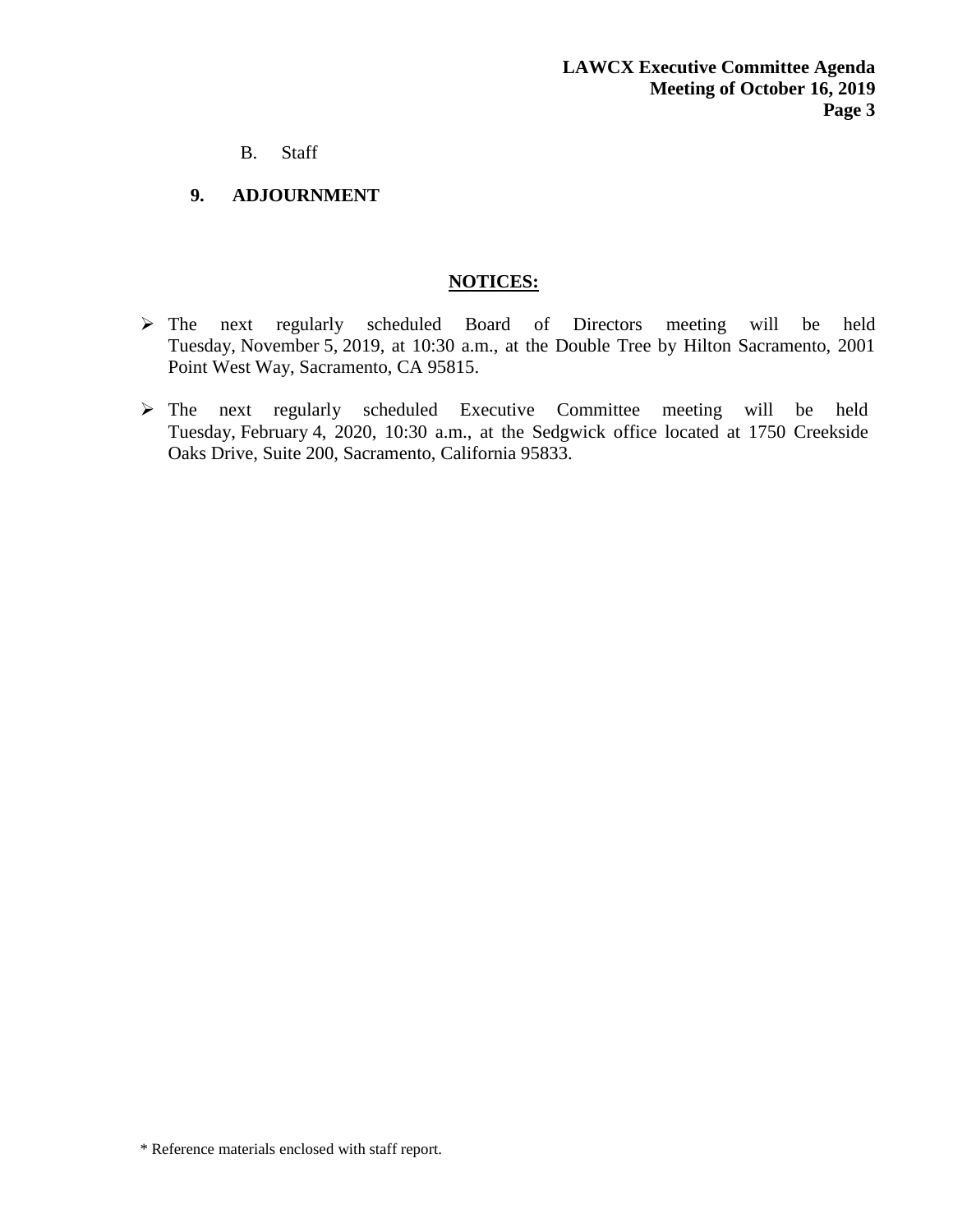B. Staff

**9. ADJOURNMENT**

**NOTICES:**

- The next regularly scheduled Board of Directors meeting will be held Tuesday, November 5, 2019, at 10:30 a.m., at the Double Tree by Hilton Sacramento, 2001 Point West Way, Sacramento, CA 95815.
- The next regularly scheduled Executive Committee meeting will be held Tuesday, February 4, 2020, 10:30 a.m., at the Sedgwick office located at 1750 Creekside Oaks Drive, Suite 200, Sacramento, California 95833.

* Reference materials enclosed with staff report.